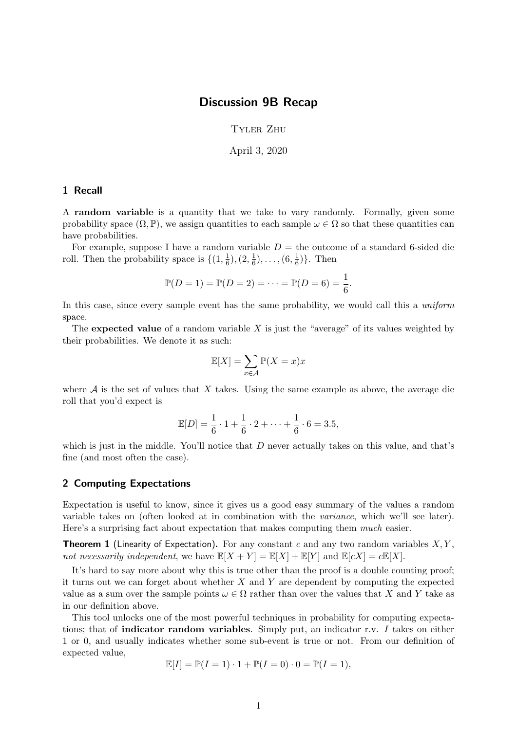# Discussion 9B Recap

Tyler Zhu

April 3, 2020

## 1 Recall

A **random variable** is a quantity that we take to vary randomly. Formally, given some probability space $(\Omega, \mathbb{P})$, we assign quantities to each sample $\omega \in \Omega$ so that these quantities can have probabilities.

For example, suppose I have a random variable $D$ = the outcome of a standard 6-sided die roll. Then the probability space is $\{(1, \frac{1}{6}), (2, \frac{1}{6}), \ldots, (6, \frac{1}{6})\}$. Then

$$\mathbb{P}(D = 1) = \mathbb{P}(D = 2) = \cdots = \mathbb{P}(D = 6) = \frac{1}{6}.$$

In this case, since every sample event has the same probability, we would call this a *uniform* space.

The **expected value** of a random variable $X$ is just the "average" of its values weighted by their probabilities. We denote it as such:

$$\mathbb{E}[X] = \sum_{x \in \mathcal{A}} \mathbb{P}(X = x)x$$

where $\mathcal{A}$ is the set of values that $X$ takes. Using the same example as above, the average die roll that you'd expect is

$$\mathbb{E}[D] = \frac{1}{6} \cdot 1 + \frac{1}{6} \cdot 2 + \cdots + \frac{1}{6} \cdot 6 = 3.5,$$

which is just in the middle. You'll notice that $D$ never actually takes on this value, and that's fine (and most often the case).

## 2 Computing Expectations

Expectation is useful to know, since it gives us a good easy summary of the values a random variable takes on (often looked at in combination with the *variance*, which we'll see later). Here's a surprising fact about expectation that makes computing them *much* easier.

**Theorem 1** (Linearity of Expectation)**.** For any constant $c$ and any two random variables $X, Y$, *not necessarily independent*, we have $\mathbb{E}[X + Y] = \mathbb{E}[X] + \mathbb{E}[Y]$ and $\mathbb{E}[cX] = c\mathbb{E}[X]$.

It's hard to say more about why this is true other than the proof is a double counting proof; it turns out we can forget about whether $X$ and $Y$ are dependent by computing the expected value as a sum over the sample points $\omega \in \Omega$ rather than over the values that $X$ and $Y$ take as in our definition above.

This tool unlocks one of the most powerful techniques in probability for computing expectations; that of **indicator random variables**. Simply put, an indicator r.v. $I$ takes on either 1 or 0, and usually indicates whether some sub-event is true or not. From our definition of expected value,

$$\mathbb{E}[I] = \mathbb{P}(I = 1) \cdot 1 + \mathbb{P}(I = 0) \cdot 0 = \mathbb{P}(I = 1),$$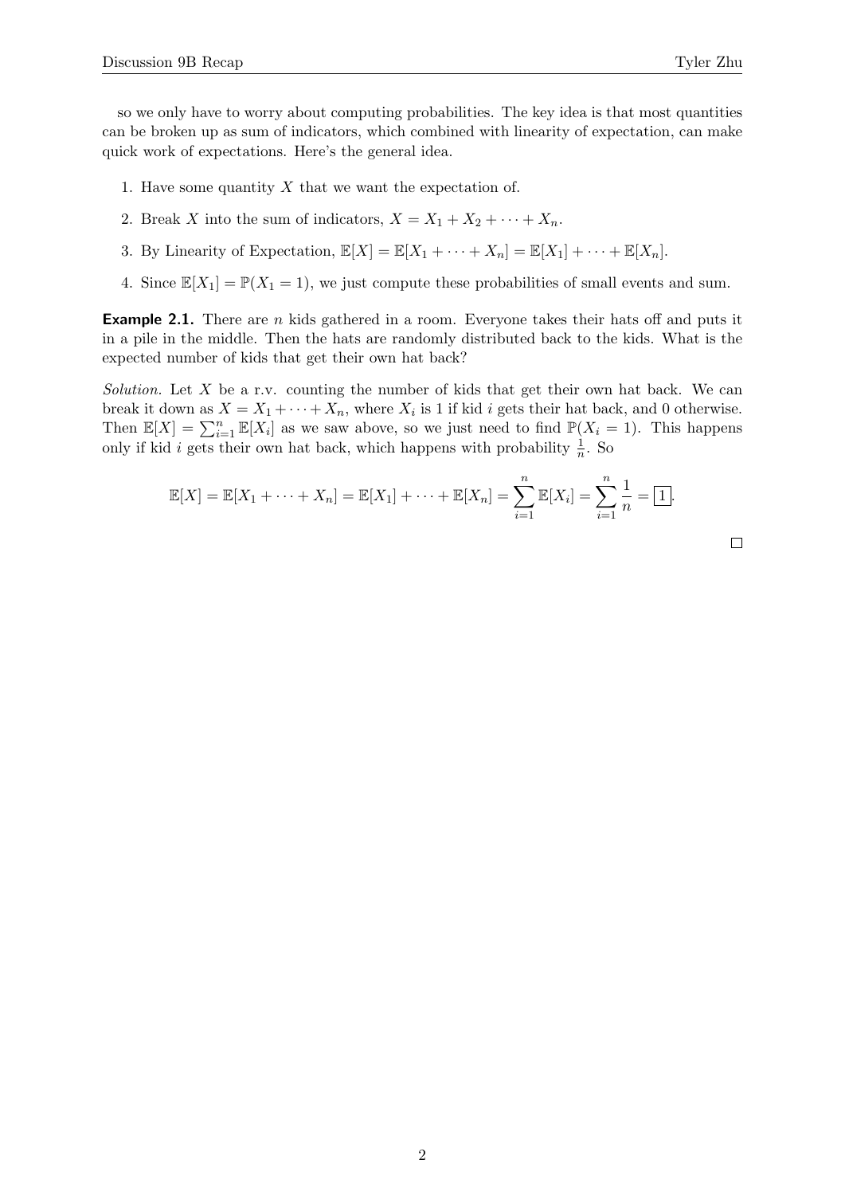so we only have to worry about computing probabilities. The key idea is that most quantities can be broken up as sum of indicators, which combined with linearity of expectation, can make quick work of expectations. Here's the general idea.

1. Have some quantity $X$ that we want the expectation of.
2. Break $X$ into the sum of indicators, $X = X_1 + X_2 + \cdots + X_n$.
3. By Linearity of Expectation, $\mathbb{E}[X] = \mathbb{E}[X_1 + \cdots + X_n] = \mathbb{E}[X_1] + \cdots + \mathbb{E}[X_n]$.
4. Since $\mathbb{E}[X_1] = \mathbb{P}(X_1 = 1)$, we just compute these probabilities of small events and sum.

**Example 2.1.** There are $n$ kids gathered in a room. Everyone takes their hats off and puts it in a pile in the middle. Then the hats are randomly distributed back to the kids. What is the expected number of kids that get their own hat back?

*Solution.* Let $X$ be a r.v. counting the number of kids that get their own hat back. We can break it down as $X = X_1 + \cdots + X_n$, where $X_i$ is 1 if kid $i$ gets their hat back, and 0 otherwise. Then $\mathbb{E}[X] = \sum_{i=1}^{n} \mathbb{E}[X_i]$ as we saw above, so we just need to find $\mathbb{P}(X_i = 1)$. This happens only if kid $i$ gets their own hat back, which happens with probability $\frac{1}{n}$. So

$$\mathbb{E}[X] = \mathbb{E}[X_1 + \cdots + X_n] = \mathbb{E}[X_1] + \cdots + \mathbb{E}[X_n] = \sum_{i=1}^{n} \mathbb{E}[X_i] = \sum_{i=1}^{n} \frac{1}{n} = \boxed{1}.$$

□